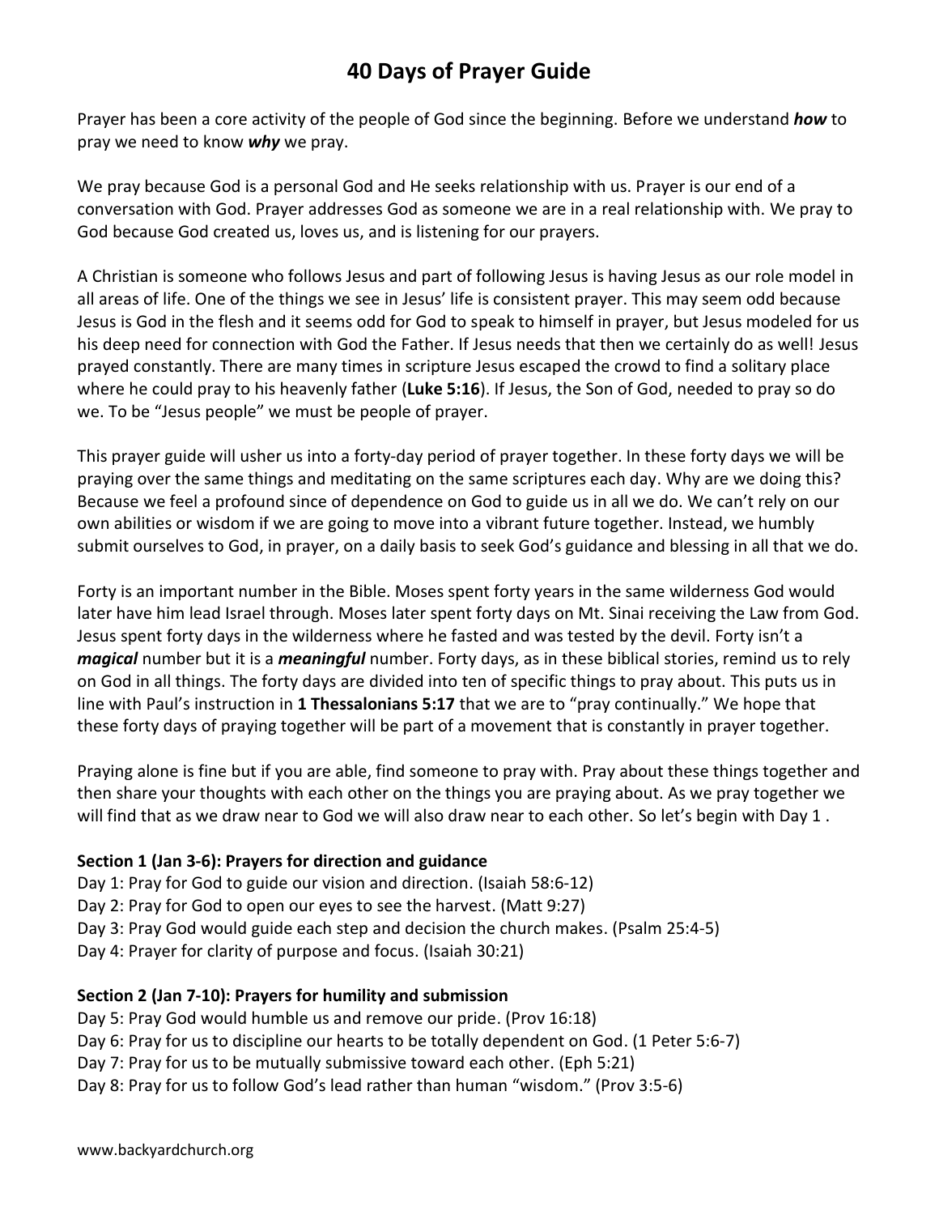# 40 Days of Prayer Guide

Prayer has been a core activity of the people of God since the beginning. Before we understand ***how*** to pray we need to know ***why*** we pray.

We pray because God is a personal God and He seeks relationship with us. Prayer is our end of a conversation with God. Prayer addresses God as someone we are in a real relationship with. We pray to God because God created us, loves us, and is listening for our prayers.

A Christian is someone who follows Jesus and part of following Jesus is having Jesus as our role model in all areas of life. One of the things we see in Jesus' life is consistent prayer. This may seem odd because Jesus is God in the flesh and it seems odd for God to speak to himself in prayer, but Jesus modeled for us his deep need for connection with God the Father. If Jesus needs that then we certainly do as well! Jesus prayed constantly. There are many times in scripture Jesus escaped the crowd to find a solitary place where he could pray to his heavenly father (**Luke 5:16**). If Jesus, the Son of God, needed to pray so do we. To be "Jesus people" we must be people of prayer.

This prayer guide will usher us into a forty-day period of prayer together. In these forty days we will be praying over the same things and meditating on the same scriptures each day. Why are we doing this? Because we feel a profound since of dependence on God to guide us in all we do. We can't rely on our own abilities or wisdom if we are going to move into a vibrant future together. Instead, we humbly submit ourselves to God, in prayer, on a daily basis to seek God's guidance and blessing in all that we do.

Forty is an important number in the Bible. Moses spent forty years in the same wilderness God would later have him lead Israel through. Moses later spent forty days on Mt. Sinai receiving the Law from God. Jesus spent forty days in the wilderness where he fasted and was tested by the devil. Forty isn't a ***magical*** number but it is a ***meaningful*** number. Forty days, as in these biblical stories, remind us to rely on God in all things. The forty days are divided into ten of specific things to pray about. This puts us in line with Paul's instruction in **1 Thessalonians 5:17** that we are to "pray continually." We hope that these forty days of praying together will be part of a movement that is constantly in prayer together.

Praying alone is fine but if you are able, find someone to pray with. Pray about these things together and then share your thoughts with each other on the things you are praying about. As we pray together we will find that as we draw near to God we will also draw near to each other. So let's begin with Day 1 .

**Section 1 (Jan 3-6): Prayers for direction and guidance**
Day 1: Pray for God to guide our vision and direction. (Isaiah 58:6-12)
Day 2: Pray for God to open our eyes to see the harvest. (Matt 9:27)
Day 3: Pray God would guide each step and decision the church makes. (Psalm 25:4-5)
Day 4: Prayer for clarity of purpose and focus. (Isaiah 30:21)

**Section 2 (Jan 7-10): Prayers for humility and submission**
Day 5: Pray God would humble us and remove our pride. (Prov 16:18)
Day 6: Pray for us to discipline our hearts to be totally dependent on God. (1 Peter 5:6-7)
Day 7: Pray for us to be mutually submissive toward each other. (Eph 5:21)
Day 8: Pray for us to follow God's lead rather than human "wisdom." (Prov 3:5-6)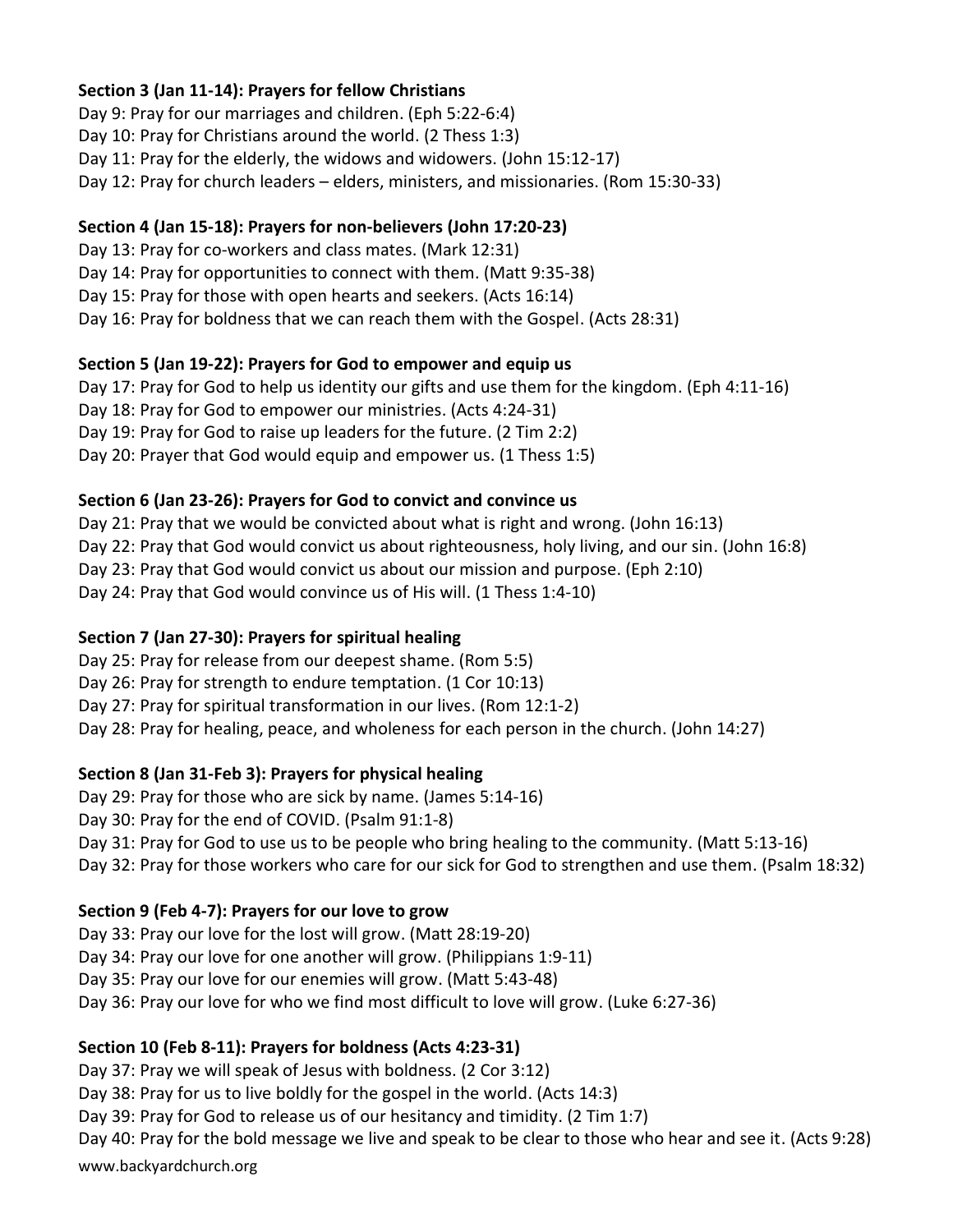**Section 3 (Jan 11-14): Prayers for fellow Christians**

Day 9: Pray for our marriages and children. (Eph 5:22-6:4)
Day 10: Pray for Christians around the world. (2 Thess 1:3)
Day 11: Pray for the elderly, the widows and widowers. (John 15:12-17)
Day 12: Pray for church leaders – elders, ministers, and missionaries. (Rom 15:30-33)

**Section 4 (Jan 15-18): Prayers for non-believers (John 17:20-23)**

Day 13: Pray for co-workers and class mates. (Mark 12:31)
Day 14: Pray for opportunities to connect with them. (Matt 9:35-38)
Day 15: Pray for those with open hearts and seekers. (Acts 16:14)
Day 16: Pray for boldness that we can reach them with the Gospel. (Acts 28:31)

**Section 5 (Jan 19-22): Prayers for God to empower and equip us**

Day 17: Pray for God to help us identity our gifts and use them for the kingdom. (Eph 4:11-16)
Day 18: Pray for God to empower our ministries. (Acts 4:24-31)
Day 19: Pray for God to raise up leaders for the future. (2 Tim 2:2)
Day 20: Prayer that God would equip and empower us. (1 Thess 1:5)

**Section 6 (Jan 23-26): Prayers for God to convict and convince us**

Day 21: Pray that we would be convicted about what is right and wrong. (John 16:13)
Day 22: Pray that God would convict us about righteousness, holy living, and our sin. (John 16:8)
Day 23: Pray that God would convict us about our mission and purpose. (Eph 2:10)
Day 24: Pray that God would convince us of His will. (1 Thess 1:4-10)

**Section 7 (Jan 27-30): Prayers for spiritual healing**

Day 25: Pray for release from our deepest shame. (Rom 5:5)
Day 26: Pray for strength to endure temptation. (1 Cor 10:13)
Day 27: Pray for spiritual transformation in our lives. (Rom 12:1-2)
Day 28: Pray for healing, peace, and wholeness for each person in the church. (John 14:27)

**Section 8 (Jan 31-Feb 3): Prayers for physical healing**

Day 29: Pray for those who are sick by name. (James 5:14-16)
Day 30: Pray for the end of COVID. (Psalm 91:1-8)
Day 31: Pray for God to use us to be people who bring healing to the community. (Matt 5:13-16)
Day 32: Pray for those workers who care for our sick for God to strengthen and use them. (Psalm 18:32)

**Section 9 (Feb 4-7): Prayers for our love to grow**

Day 33: Pray our love for the lost will grow. (Matt 28:19-20)
Day 34: Pray our love for one another will grow. (Philippians 1:9-11)
Day 35: Pray our love for our enemies will grow. (Matt 5:43-48)
Day 36: Pray our love for who we find most difficult to love will grow. (Luke 6:27-36)

**Section 10 (Feb 8-11): Prayers for boldness (Acts 4:23-31)**

Day 37: Pray we will speak of Jesus with boldness. (2 Cor 3:12)
Day 38: Pray for us to live boldly for the gospel in the world. (Acts 14:3)
Day 39: Pray for God to release us of our hesitancy and timidity. (2 Tim 1:7)
Day 40: Pray for the bold message we live and speak to be clear to those who hear and see it. (Acts 9:28)

www.backyardchurch.org